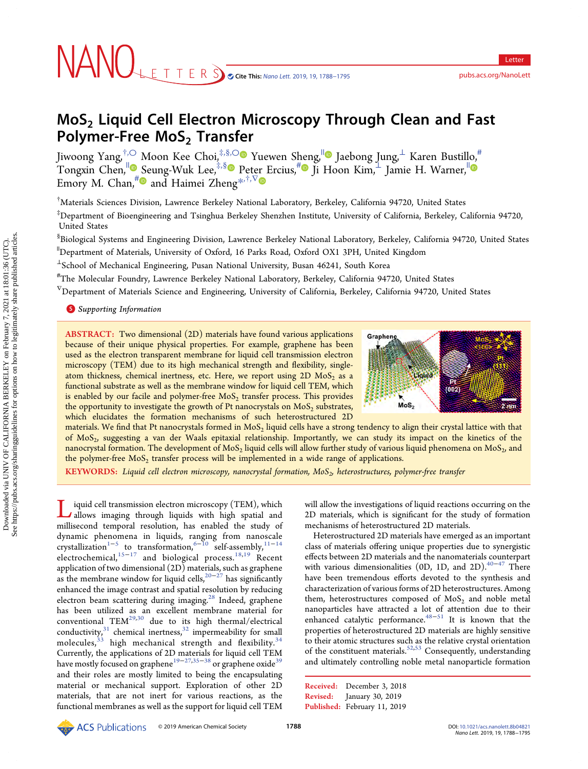# $MoS_2$ Liquid Cell Electron Microscopy Through Clean and Fast Polymer-Free $MoS_2$ Transfer

Jiwoong Yang,[†,○] Moon Kee Choi,[‡,§,○] Yuewen Sheng,[∥] Jaebong Jung,[⊥] Karen Bustillo,[#] Tongxin Chen,[∥] Seung-Wuk Lee,[‡,§] Peter Ercius,[#] Ji Hoon Kim,[⊥] Jamie H. Warner,[∥] Emory M. Chan,[#] and Haimei Zheng[*,†,∇]

[†]Materials Sciences Division, Lawrence Berkeley National Laboratory, Berkeley, California 94720, United States

[‡]Department of Bioengineering and Tsinghua Berkeley Shenzhen Institute, University of California, Berkeley, California 94720, United States

[§]Biological Systems and Engineering Division, Lawrence Berkeley National Laboratory, Berkeley, California 94720, United States

[∥]Department of Materials, University of Oxford, 16 Parks Road, Oxford OX1 3PH, United Kingdom

[⊥]School of Mechanical Engineering, Pusan National University, Busan 46241, South Korea

[#]The Molecular Foundry, Lawrence Berkeley National Laboratory, Berkeley, California 94720, United States

[∇]Department of Materials Science and Engineering, University of California, Berkeley, California 94720, United States

*Supporting Information*

**ABSTRACT:** Two dimensional (2D) materials have found various applications because of their unique physical properties. For example, graphene has been used as the electron transparent membrane for liquid cell transmission electron microscopy (TEM) due to its high mechanical strength and flexibility, single-atom thickness, chemical inertness, etc. Here, we report using 2D $MoS_2$ as a functional substrate as well as the membrane window for liquid cell TEM, which is enabled by our facile and polymer-free $MoS_2$ transfer process. This provides the opportunity to investigate the growth of Pt nanocrystals on $MoS_2$ substrates, which elucidates the formation mechanisms of such heterostructured 2D materials. We find that Pt nanocrystals formed in $MoS_2$ liquid cells have a strong tendency to align their crystal lattice with that of $MoS_2$, suggesting a van der Waals epitaxial relationship. Importantly, we can study its impact on the kinetics of the nanocrystal formation. The development of $MoS_2$ liquid cells will allow further study of various liquid phenomena on $MoS_2$, and the polymer-free $MoS_2$ transfer process will be implemented in a wide range of applications.

**KEYWORDS:** *Liquid cell electron microscopy, nanocrystal formation, $MoS_2$, heterostructures, polymer-free transfer*

Liquid cell transmission electron microscopy (TEM), which allows imaging through liquids with high spatial and millisecond temporal resolution, has enabled the study of dynamic phenomena in liquids, ranging from nanoscale crystallization[1−5] to transformation,[6−10] self-assembly,[11−14] electrochemical,[15−17] and biological process.[18,19] Recent application of two dimensional (2D) materials, such as graphene as the membrane window for liquid cells,[20−27] has significantly enhanced the image contrast and spatial resolution by reducing electron beam scattering during imaging.[28] Indeed, graphene has been utilized as an excellent membrane material for conventional TEM[29,30] due to its high thermal/electrical conductivity,[31] chemical inertness,[32] impermeability for small molecules,[33] high mechanical strength and flexibility.[34] Currently, the applications of 2D materials for liquid cell TEM have mostly focused on graphene[19−27,35−38] or graphene oxide[39] and their roles are mostly limited to being the encapsulating material or mechanical support. Exploration of other 2D materials, that are not inert for various reactions, as the functional membranes as well as the support for liquid cell TEM will allow the investigations of liquid reactions occurring on the 2D materials, which is significant for the study of formation mechanisms of heterostructured 2D materials.

Heterostructured 2D materials have emerged as an important class of materials offering unique properties due to synergistic effects between 2D materials and the nanomaterials counterpart with various dimensionalities (0D, 1D, and 2D).[40−47] There have been tremendous efforts devoted to the synthesis and characterization of various forms of 2D heterostructures. Among them, heterostructures composed of $MoS_2$ and noble metal nanoparticles have attracted a lot of attention due to their enhanced catalytic performance.[48−51] It is known that the properties of heterostructured 2D materials are highly sensitive to their atomic structures such as the relative crystal orientation of the constituent materials.[52,53] Consequently, understanding and ultimately controlling noble metal nanoparticle formation

Received: December 3, 2018
Revised: January 30, 2019
Published: February 11, 2019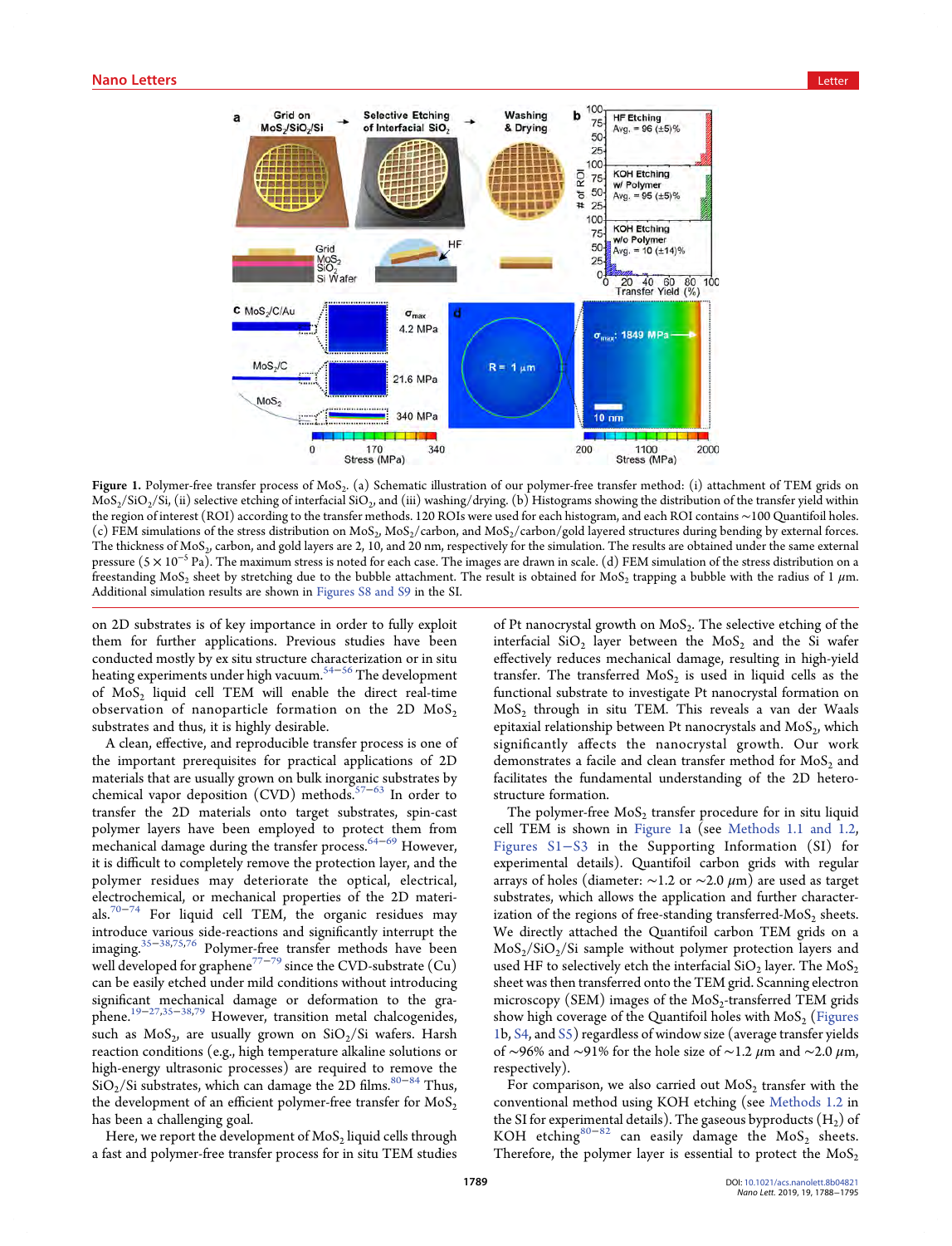**Figure 1.** Polymer-free transfer process of $MoS_2$. (a) Schematic illustration of our polymer-free transfer method: (i) attachment of TEM grids on $MoS_2/SiO_2/Si$, (ii) selective etching of interfacial $SiO_2$, and (iii) washing/drying. (b) Histograms showing the distribution of the transfer yield within the region of interest (ROI) according to the transfer methods. 120 ROIs were used for each histogram, and each ROI contains ~100 Quantifoil holes. (c) FEM simulations of the stress distribution on $MoS_2$, $MoS_2$/carbon, and $MoS_2$/carbon/gold layered structures during bending by external forces. The thickness of $MoS_2$, carbon, and gold layers are 2, 10, and 20 nm, respectively for the simulation. The results are obtained under the same external pressure ($5 \times 10^{-5}$ Pa). The maximum stress is noted for each case. The images are drawn in scale. (d) FEM simulation of the stress distribution on a freestanding $MoS_2$ sheet by stretching due to the bubble attachment. The result is obtained for $MoS_2$ trapping a bubble with the radius of 1 $\mu$m. Additional simulation results are shown in Figures S8 and S9 in the SI.

on 2D substrates is of key importance in order to fully exploit them for further applications. Previous studies have been conducted mostly by ex situ structure characterization or in situ heating experiments under high vacuum.[54−56] The development of $MoS_2$ liquid cell TEM will enable the direct real-time observation of nanoparticle formation on the 2D $MoS_2$ substrates and thus, it is highly desirable.

A clean, effective, and reproducible transfer process is one of the important prerequisites for practical applications of 2D materials that are usually grown on bulk inorganic substrates by chemical vapor deposition (CVD) methods.[57−63] In order to transfer the 2D materials onto target substrates, spin-cast polymer layers have been employed to protect them from mechanical damage during the transfer process.[64−69] However, it is difficult to completely remove the protection layer, and the polymer residues may deteriorate the optical, electrical, electrochemical, or mechanical properties of the 2D materials.[70−74] For liquid cell TEM, the organic residues may introduce various side-reactions and significantly interrupt the imaging.[35−38,75,76] Polymer-free transfer methods have been well developed for graphene[77−79] since the CVD-substrate (Cu) can be easily etched under mild conditions without introducing significant mechanical damage or deformation to the graphene.[19−27,35−38,79] However, transition metal chalcogenides, such as $MoS_2$, are usually grown on $SiO_2$/Si wafers. Harsh reaction conditions (e.g., high temperature alkaline solutions or high-energy ultrasonic processes) are required to remove the $SiO_2$/Si substrates, which can damage the 2D films.[80−84] Thus, the development of an efficient polymer-free transfer for $MoS_2$ has been a challenging goal.

Here, we report the development of $MoS_2$ liquid cells through a fast and polymer-free transfer process for in situ TEM studies of Pt nanocrystal growth on $MoS_2$. The selective etching of the interfacial $SiO_2$ layer between the $MoS_2$ and the Si wafer effectively reduces mechanical damage, resulting in high-yield transfer. The transferred $MoS_2$ is used in liquid cells as the functional substrate to investigate Pt nanocrystal formation on $MoS_2$ through in situ TEM. This reveals a van der Waals epitaxial relationship between Pt nanocrystals and $MoS_2$, which significantly affects the nanocrystal growth. Our work demonstrates a facile and clean transfer method for $MoS_2$ and facilitates the fundamental understanding of the 2D heterostructure formation.

The polymer-free $MoS_2$ transfer procedure for in situ liquid cell TEM is shown in Figure 1a (see Methods 1.1 and 1.2, Figures S1−S3 in the Supporting Information (SI) for experimental details). Quantifoil carbon grids with regular arrays of holes (diameter: ~1.2 or ~2.0 $\mu$m) are used as target substrates, which allows the application and further characterization of the regions of free-standing transferred-$MoS_2$ sheets. We directly attached the Quantifoil carbon TEM grids on a $MoS_2/SiO_2/Si$ sample without polymer protection layers and used HF to selectively etch the interfacial $SiO_2$ layer. The $MoS_2$ sheet was then transferred onto the TEM grid. Scanning electron microscopy (SEM) images of the $MoS_2$-transferred TEM grids show high coverage of the Quantifoil holes with $MoS_2$ (Figures 1b, S4, and S5) regardless of window size (average transfer yields of ~96% and ~91% for the hole size of ~1.2 $\mu$m and ~2.0 $\mu$m, respectively).

For comparison, we also carried out $MoS_2$ transfer with the conventional method using KOH etching (see Methods 1.2 in the SI for experimental details). The gaseous byproducts ($H_2$) of KOH etching[80−82] can easily damage the $MoS_2$ sheets. Therefore, the polymer layer is essential to protect the $MoS_2$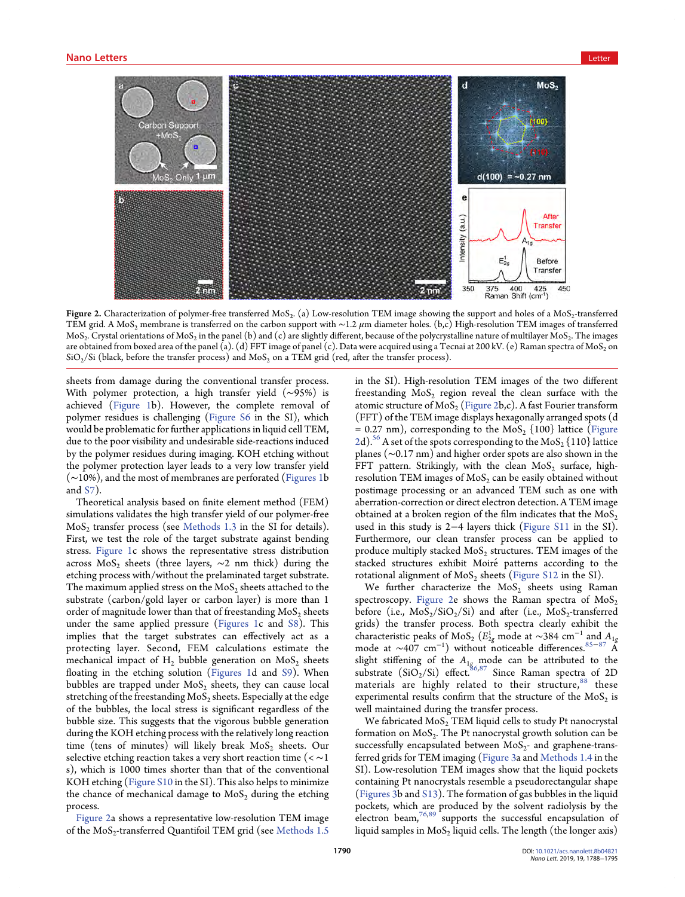**Figure 2.** Characterization of polymer-free transferred $MoS_2$. (a) Low-resolution TEM image showing the support and holes of a $MoS_2$-transferred TEM grid. A $MoS_2$ membrane is transferred on the carbon support with ∼1.2 μm diameter holes. (b,c) High-resolution TEM images of transferred $MoS_2$. Crystal orientations of $MoS_2$ in the panel (b) and (c) are slightly different, because of the polycrystalline nature of multilayer $MoS_2$. The images are obtained from boxed area of the panel (a). (d) FFT image of panel (c). Data were acquired using a Tecnai at 200 kV. (e) Raman spectra of $MoS_2$ on $SiO_2$/Si (black, before the transfer process) and $MoS_2$ on a TEM grid (red, after the transfer process).

sheets from damage during the conventional transfer process. With polymer protection, a high transfer yield (∼95%) is achieved (Figure 1b). However, the complete removal of polymer residues is challenging (Figure S6 in the SI), which would be problematic for further applications in liquid cell TEM, due to the poor visibility and undesirable side-reactions induced by the polymer residues during imaging. KOH etching without the polymer protection layer leads to a very low transfer yield (∼10%), and the most of membranes are perforated (Figures 1b and S7).

Theoretical analysis based on finite element method (FEM) simulations validates the high transfer yield of our polymer-free $MoS_2$ transfer process (see Methods 1.3 in the SI for details). First, we test the role of the target substrate against bending stress. Figure 1c shows the representative stress distribution across $MoS_2$ sheets (three layers, ∼2 nm thick) during the etching process with/without the prelaminated target substrate. The maximum applied stress on the $MoS_2$ sheets attached to the substrate (carbon/gold layer or carbon layer) is more than 1 order of magnitude lower than that of freestanding $MoS_2$ sheets under the same applied pressure (Figures 1c and S8). This implies that the target substrates can effectively act as a protecting layer. Second, FEM calculations estimate the mechanical impact of $H_2$ bubble generation on $MoS_2$ sheets floating in the etching solution (Figures 1d and S9). When bubbles are trapped under $MoS_2$ sheets, they can cause local stretching of the freestanding $MoS_2$ sheets. Especially at the edge of the bubbles, the local stress is significant regardless of the bubble size. This suggests that the vigorous bubble generation during the KOH etching process with the relatively long reaction time (tens of minutes) will likely break $MoS_2$ sheets. Our selective etching reaction takes a very short reaction time (< ∼1 s), which is 1000 times shorter than that of the conventional KOH etching (Figure S10 in the SI). This also helps to minimize the chance of mechanical damage to $MoS_2$ during the etching process.

Figure 2a shows a representative low-resolution TEM image of the $MoS_2$-transferred Quantifoil TEM grid (see Methods 1.5 in the SI). High-resolution TEM images of the two different freestanding $MoS_2$ region reveal the clean surface with the atomic structure of $MoS_2$ (Figure 2b,c). A fast Fourier transform (FFT) of the TEM image displays hexagonally arranged spots (d = 0.27 nm), corresponding to the $MoS_2$ {100} lattice (Figure 2d).[56] A set of the spots corresponding to the $MoS_2$ {110} lattice planes (∼0.17 nm) and higher order spots are also shown in the FFT pattern. Strikingly, with the clean $MoS_2$ surface, high-resolution TEM images of $MoS_2$ can be easily obtained without postimage processing or an advanced TEM such as one with aberration-correction or direct electron detection. A TEM image obtained at a broken region of the film indicates that the $MoS_2$ used in this study is 2−4 layers thick (Figure S11 in the SI). Furthermore, our clean transfer process can be applied to produce multiply stacked $MoS_2$ structures. TEM images of the stacked structures exhibit Moiré patterns according to the rotational alignment of $MoS_2$ sheets (Figure S12 in the SI).

We further characterize the $MoS_2$ sheets using Raman spectroscopy. Figure 2e shows the Raman spectra of $MoS_2$ before (i.e., $MoS_2/SiO_2$/Si) and after (i.e., $MoS_2$-transferred grids) the transfer process. Both spectra clearly exhibit the characteristic peaks of $MoS_2$ ($E^1_{2g}$ mode at ∼384 cm$^{-1}$ and $A_{1g}$ mode at ∼407 cm$^{-1}$) without noticeable differences.[85−87] A slight stiffening of the $A_{1g}$ mode can be attributed to the substrate ($SiO_2$/Si) effect.[86,87] Since Raman spectra of 2D materials are highly related to their structure,[88] these experimental results confirm that the structure of the $MoS_2$ is well maintained during the transfer process.

We fabricated $MoS_2$ TEM liquid cells to study Pt nanocrystal formation on $MoS_2$. The Pt nanocrystal growth solution can be successfully encapsulated between $MoS_2$- and graphene-transferred grids for TEM imaging (Figure 3a and Methods 1.4 in the SI). Low-resolution TEM images show that the liquid pockets containing Pt nanocrystals resemble a pseudorectangular shape (Figures 3b and S13). The formation of gas bubbles in the liquid pockets, which are produced by the solvent radiolysis by the electron beam,[76,89] supports the successful encapsulation of liquid samples in $MoS_2$ liquid cells. The length (the longer axis)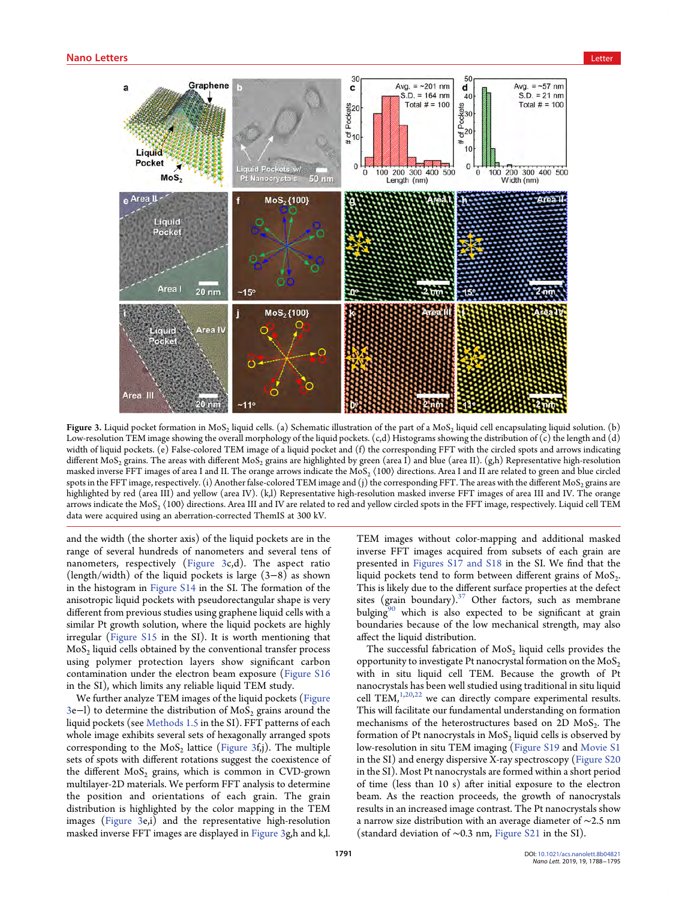Figure 3. Liquid pocket formation in $MoS_2$ liquid cells. (a) Schematic illustration of the part of a $MoS_2$ liquid cell encapsulating liquid solution. (b) Low-resolution TEM image showing the overall morphology of the liquid pockets. (c,d) Histograms showing the distribution of (c) the length and (d) width of liquid pockets. (e) False-colored TEM image of a liquid pocket and (f) the corresponding FFT with the circled spots and arrows indicating different $MoS_2$ grains. The areas with different $MoS_2$ grains are highlighted by green (area I) and blue (area II). (g,h) Representative high-resolution masked inverse FFT images of area I and II. The orange arrows indicate the $MoS_2$ ⟨100⟩ directions. Area I and II are related to green and blue circled spots in the FFT image, respectively. (i) Another false-colored TEM image and (j) the corresponding FFT. The areas with the different $MoS_2$ grains are highlighted by red (area III) and yellow (area IV). (k,l) Representative high-resolution masked inverse FFT images of area III and IV. The orange arrows indicate the $MoS_2$ ⟨100⟩ directions. Area III and IV are related to red and yellow circled spots in the FFT image, respectively. Liquid cell TEM data were acquired using an aberration-corrected ThemIS at 300 kV.

and the width (the shorter axis) of the liquid pockets are in the range of several hundreds of nanometers and several tens of nanometers, respectively (Figure 3c,d). The aspect ratio (length/width) of the liquid pockets is large (3−8) as shown in the histogram in Figure S14 in the SI. The formation of the anisotropic liquid pockets with pseudorectangular shape is very different from previous studies using graphene liquid cells with a similar Pt growth solution, where the liquid pockets are highly irregular (Figure S15 in the SI). It is worth mentioning that $MoS_2$ liquid cells obtained by the conventional transfer process using polymer protection layers show significant carbon contamination under the electron beam exposure (Figure S16 in the SI), which limits any reliable liquid TEM study.

We further analyze TEM images of the liquid pockets (Figure 3e−l) to determine the distribution of $MoS_2$ grains around the liquid pockets (see Methods 1.5 in the SI). FFT patterns of each whole image exhibits several sets of hexagonally arranged spots corresponding to the $MoS_2$ lattice (Figure 3f,j). The multiple sets of spots with different rotations suggest the coexistence of the different $MoS_2$ grains, which is common in CVD-grown multilayer-2D materials. We perform FFT analysis to determine the position and orientations of each grain. The grain distribution is highlighted by the color mapping in the TEM images (Figure 3e,i) and the representative high-resolution masked inverse FFT images are displayed in Figure 3g,h and k,l. TEM images without color-mapping and additional masked inverse FFT images acquired from subsets of each grain are presented in Figures S17 and S18 in the SI. We find that the liquid pockets tend to form between different grains of $MoS_2$. This is likely due to the different surface properties at the defect sites (grain boundary).[37] Other factors, such as membrane bulging[90] which is also expected to be significant at grain boundaries because of the low mechanical strength, may also affect the liquid distribution.

The successful fabrication of $MoS_2$ liquid cells provides the opportunity to investigate Pt nanocrystal formation on the $MoS_2$ with in situ liquid cell TEM. Because the growth of Pt nanocrystals has been well studied using traditional in situ liquid cell TEM,[1,20,22] we can directly compare experimental results. This will facilitate our fundamental understanding on formation mechanisms of the heterostructures based on 2D $MoS_2$. The formation of Pt nanocrystals in $MoS_2$ liquid cells is observed by low-resolution in situ TEM imaging (Figure S19 and Movie S1 in the SI) and energy dispersive X-ray spectroscopy (Figure S20 in the SI). Most Pt nanocrystals are formed within a short period of time (less than 10 s) after initial exposure to the electron beam. As the reaction proceeds, the growth of nanocrystals results in an increased image contrast. The Pt nanocrystals show a narrow size distribution with an average diameter of ~2.5 nm (standard deviation of ~0.3 nm, Figure S21 in the SI).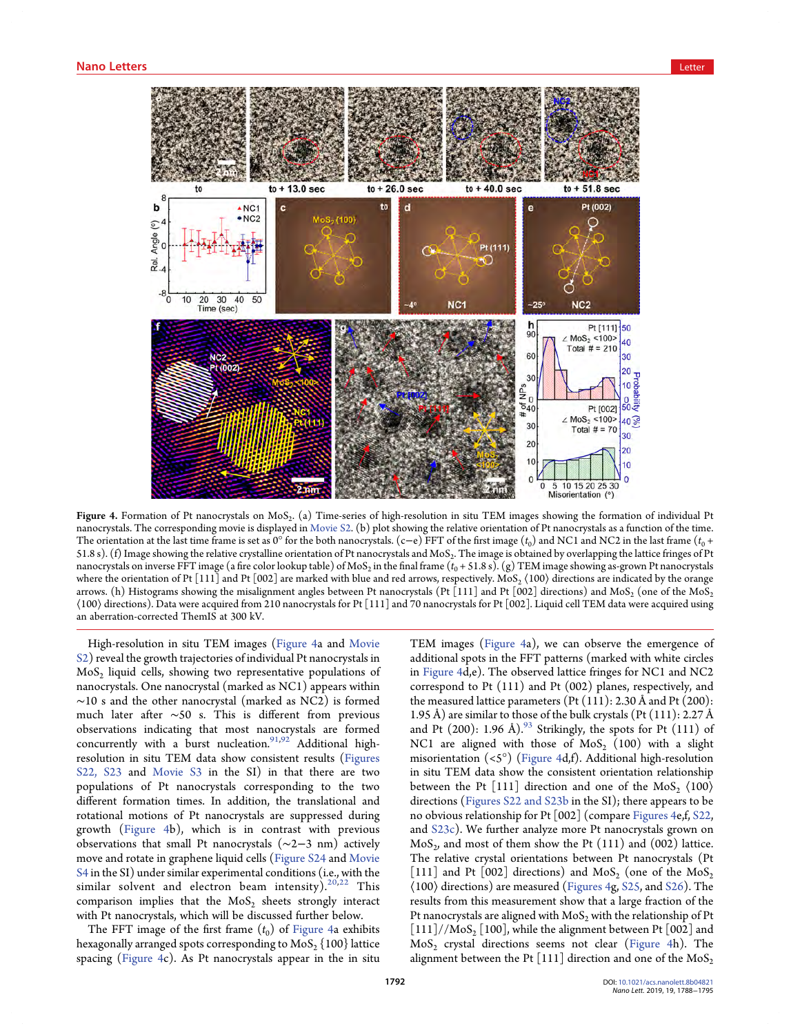**Figure 4.** Formation of Pt nanocrystals on $MoS_2$. (a) Time-series of high-resolution in situ TEM images showing the formation of individual Pt nanocrystals. The corresponding movie is displayed in Movie S2. (b) plot showing the relative orientation of Pt nanocrystals as a function of the time. The orientation at the last time frame is set as 0° for the both nanocrystals. (c−e) FFT of the first image ($t_0$) and NC1 and NC2 in the last frame ($t_0$ + 51.8 s). (f) Image showing the relative crystalline orientation of Pt nanocrystals and $MoS_2$. The image is obtained by overlapping the lattice fringes of Pt nanocrystals on inverse FFT image (a fire color lookup table) of $MoS_2$ in the final frame ($t_0$ + 51.8 s). (g) TEM image showing as-grown Pt nanocrystals where the orientation of Pt [111] and Pt [002] are marked with blue and red arrows, respectively. $MoS_2$ ⟨100⟩ directions are indicated by the orange arrows. (h) Histograms showing the misalignment angles between Pt nanocrystals (Pt [111] and Pt [002] directions) and $MoS_2$ (one of the $MoS_2$ ⟨100⟩ directions). Data were acquired from 210 nanocrystals for Pt [111] and 70 nanocrystals for Pt [002]. Liquid cell TEM data were acquired using an aberration-corrected ThemIS at 300 kV.

High-resolution in situ TEM images (Figure 4a and Movie S2) reveal the growth trajectories of individual Pt nanocrystals in $MoS_2$ liquid cells, showing two representative populations of nanocrystals. One nanocrystal (marked as NC1) appears within ∼10 s and the other nanocrystal (marked as NC2) is formed much later after ∼50 s. This is different from previous observations indicating that most nanocrystals are formed concurrently with a burst nucleation.[91,92] Additional high-resolution in situ TEM data show consistent results (Figures S22, S23 and Movie S3 in the SI) in that there are two populations of Pt nanocrystals corresponding to the two different formation times. In addition, the translational and rotational motions of Pt nanocrystals are suppressed during growth (Figure 4b), which is in contrast with previous observations that small Pt nanocrystals (∼2−3 nm) actively move and rotate in graphene liquid cells (Figure S24 and Movie S4 in the SI) under similar experimental conditions (i.e., with the similar solvent and electron beam intensity).[20,22] This comparison implies that the $MoS_2$ sheets strongly interact with Pt nanocrystals, which will be discussed further below.

The FFT image of the first frame ($t_0$) of Figure 4a exhibits hexagonally arranged spots corresponding to $MoS_2$ {100} lattice spacing (Figure 4c). As Pt nanocrystals appear in the in situ TEM images (Figure 4a), we can observe the emergence of additional spots in the FFT patterns (marked with white circles in Figure 4d,e). The observed lattice fringes for NC1 and NC2 correspond to Pt (111) and Pt (002) planes, respectively, and the measured lattice parameters (Pt (111): 2.30 Å and Pt (200): 1.95 Å) are similar to those of the bulk crystals (Pt (111): 2.27 Å and Pt (200): 1.96 Å).[93] Strikingly, the spots for Pt (111) of NC1 are aligned with those of $MoS_2$ (100) with a slight misorientation (<5°) (Figure 4d,f). Additional high-resolution in situ TEM data show the consistent orientation relationship between the Pt [111] direction and one of the $MoS_2$ ⟨100⟩ directions (Figures S22 and S23b in the SI); there appears to be no obvious relationship for Pt [002] (compare Figures 4e,f, S22, and S23c). We further analyze more Pt nanocrystals grown on $MoS_2$, and most of them show the Pt (111) and (002) lattice. The relative crystal orientations between Pt nanocrystals (Pt [111] and Pt [002] directions) and $MoS_2$ (one of the $MoS_2$ ⟨100⟩ directions) are measured (Figures 4g, S25, and S26). The results from this measurement show that a large fraction of the Pt nanocrystals are aligned with $MoS_2$ with the relationship of Pt [111]//$MoS_2$ [100], while the alignment between Pt [002] and $MoS_2$ crystal directions seems not clear (Figure 4h). The alignment between the Pt [111] direction and one of the $MoS_2$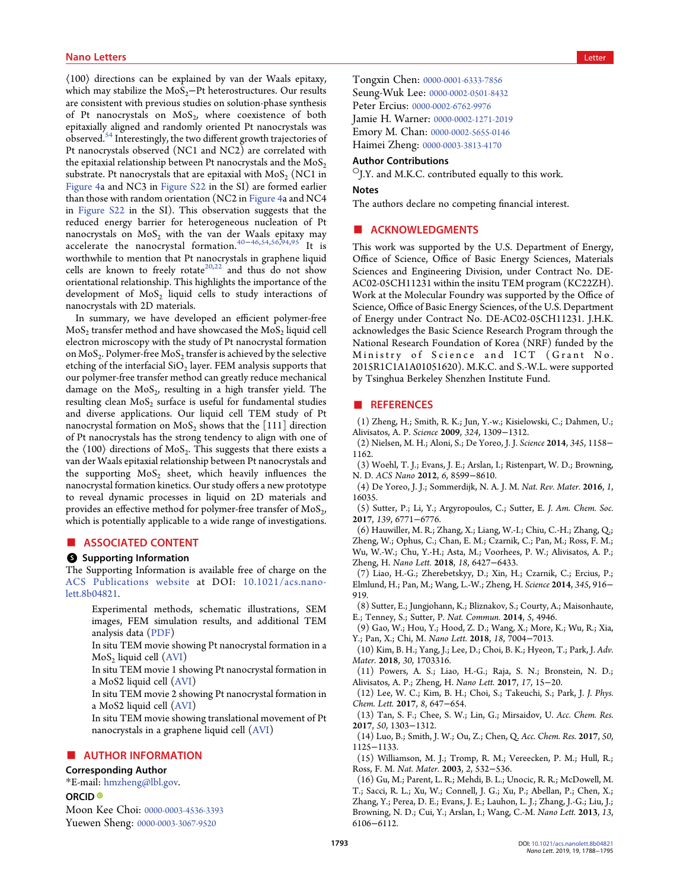⟨100⟩ directions can be explained by van der Waals epitaxy, which may stabilize the $MoS_2$−Pt heterostructures. Our results are consistent with previous studies on solution-phase synthesis of Pt nanocrystals on $MoS_2$, where coexistence of both epitaxially aligned and randomly oriented Pt nanocrystals was observed.[54] Interestingly, the two different growth trajectories of Pt nanocrystals observed (NC1 and NC2) are correlated with the epitaxial relationship between Pt nanocrystals and the $MoS_2$ substrate. Pt nanocrystals that are epitaxial with $MoS_2$ (NC1 in Figure 4a and NC3 in Figure S22 in the SI) are formed earlier than those with random orientation (NC2 in Figure 4a and NC4 in Figure S22 in the SI). This observation suggests that the reduced energy barrier for heterogeneous nucleation of Pt nanocrystals on $MoS_2$ with the van der Waals epitaxy may accelerate the nanocrystal formation.[40−46,54,56,94,95] It is worthwhile to mention that Pt nanocrystals in graphene liquid cells are known to freely rotate[20,22] and thus do not show orientational relationship. This highlights the importance of the development of $MoS_2$ liquid cells to study interactions of nanocrystals with 2D materials.

In summary, we have developed an efficient polymer-free $MoS_2$ transfer method and have showcased the $MoS_2$ liquid cell electron microscopy with the study of Pt nanocrystal formation on $MoS_2$. Polymer-free $MoS_2$ transfer is achieved by the selective etching of the interfacial $SiO_2$ layer. FEM analysis supports that our polymer-free transfer method can greatly reduce mechanical damage on the $MoS_2$, resulting in a high transfer yield. The resulting clean $MoS_2$ surface is useful for fundamental studies and diverse applications. Our liquid cell TEM study of Pt nanocrystal formation on $MoS_2$ shows that the [111] direction of Pt nanocrystals has the strong tendency to align with one of the ⟨100⟩ directions of $MoS_2$. This suggests that there exists a van der Waals epitaxial relationship between Pt nanocrystals and the supporting $MoS_2$ sheet, which heavily influences the nanocrystal formation kinetics. Our study offers a new prototype to reveal dynamic processes in liquid on 2D materials and provides an effective method for polymer-free transfer of $MoS_2$, which is potentially applicable to a wide range of investigations.

## ■ ASSOCIATED CONTENT

### Supporting Information

The Supporting Information is available free of charge on the ACS Publications website at DOI: 10.1021/acs.nanolett.8b04821.

- Experimental methods, schematic illustrations, SEM images, FEM simulation results, and additional TEM analysis data (PDF)
- In situ TEM movie showing Pt nanocrystal formation in a $MoS_2$ liquid cell (AVI)
- In situ TEM movie 1 showing Pt nanocrystal formation in a MoS2 liquid cell (AVI)
- In situ TEM movie 2 showing Pt nanocrystal formation in a MoS2 liquid cell (AVI)
- In situ TEM movie showing translational movement of Pt nanocrystals in a graphene liquid cell (AVI)

## ■ AUTHOR INFORMATION

### Corresponding Author

*E-mail: hmzheng@lbl.gov.

### ORCID

Moon Kee Choi: 0000-0003-4536-3393
Yuewen Sheng: 0000-0003-3067-9520
Tongxin Chen: 0000-0001-6333-7856
Seung-Wuk Lee: 0000-0002-0501-8432
Peter Ercius: 0000-0002-6762-9976
Jamie H. Warner: 0000-0002-1271-2019
Emory M. Chan: 0000-0002-5655-0146
Haimei Zheng: 0000-0003-3813-4170

### Author Contributions

○J.Y. and M.K.C. contributed equally to this work.

### Notes

The authors declare no competing financial interest.

## ■ ACKNOWLEDGMENTS

This work was supported by the U.S. Department of Energy, Office of Science, Office of Basic Energy Sciences, Materials Sciences and Engineering Division, under Contract No. DE-AC02-05CH11231 within the insitu TEM program (KC22ZH). Work at the Molecular Foundry was supported by the Office of Science, Office of Basic Energy Sciences, of the U.S. Department of Energy under Contract No. DE-AC02-05CH11231. J.H.K. acknowledges the Basic Science Research Program through the National Research Foundation of Korea (NRF) funded by the Ministry of Science and ICT (Grant No. 2015R1C1A1A01051620). M.K.C. and S.-W.L. were supported by Tsinghua Berkeley Shenzhen Institute Fund.

## ■ REFERENCES

(1) Zheng, H.; Smith, R. K.; Jun, Y.-w.; Kisielowski, C.; Dahmen, U.; Alivisatos, A. P. *Science* **2009**, *324*, 1309−1312.

(2) Nielsen, M. H.; Aloni, S.; De Yoreo, J. J. *Science* **2014**, *345*, 1158−1162.

(3) Woehl, T. J.; Evans, J. E.; Arslan, I.; Ristenpart, W. D.; Browning, N. D. *ACS Nano* **2012**, *6*, 8599−8610.

(4) De Yoreo, J. J.; Sommerdijk, N. A. J. M. *Nat. Rev. Mater.* **2016**, *1*, 16035.

(5) Sutter, P.; Li, Y.; Argyropoulos, C.; Sutter, E. *J. Am. Chem. Soc.* **2017**, *139*, 6771−6776.

(6) Hauwiller, M. R.; Zhang, X.; Liang, W.-I.; Chiu, C.-H.; Zhang, Q.; Zheng, W.; Ophus, C.; Chan, E. M.; Czarnik, C.; Pan, M.; Ross, F. M.; Wu, W.-W.; Chu, Y.-H.; Asta, M.; Voorhees, P. W.; Alivisatos, A. P.; Zheng, H. *Nano Lett.* **2018**, *18*, 6427−6433.

(7) Liao, H.-G.; Zherebetskyy, D.; Xin, H.; Czarnik, C.; Ercius, P.; Elmlund, H.; Pan, M.; Wang, L.-W.; Zheng, H. *Science* **2014**, *345*, 916−919.

(8) Sutter, E.; Jungjohann, K.; Bliznakov, S.; Courty, A.; Maisonhaute, E.; Tenney, S.; Sutter, P. *Nat. Commun.* **2014**, *5*, 4946.

(9) Gao, W.; Hou, Y.; Hood, Z. D.; Wang, X.; More, K.; Wu, R.; Xia, Y.; Pan, X.; Chi, M. *Nano Lett.* **2018**, *18*, 7004−7013.

(10) Kim, B. H.; Yang, J.; Lee, D.; Choi, B. K.; Hyeon, T.; Park, J. *Adv. Mater.* **2018**, *30*, 1703316.

(11) Powers, A. S.; Liao, H.-G.; Raja, S. N.; Bronstein, N. D.; Alivisatos, A. P.; Zheng, H. *Nano Lett.* **2017**, *17*, 15−20.

(12) Lee, W. C.; Kim, B. H.; Choi, S.; Takeuchi, S.; Park, J. *J. Phys. Chem. Lett.* **2017**, *8*, 647−654.

(13) Tan, S. F.; Chee, S. W.; Lin, G.; Mirsaidov, U. *Acc. Chem. Res.* **2017**, *50*, 1303−1312.

(14) Luo, B.; Smith, J. W.; Ou, Z.; Chen, Q. *Acc. Chem. Res.* **2017**, *50*, 1125−1133.

(15) Williamson, M. J.; Tromp, R. M.; Vereecken, P. M.; Hull, R.; Ross, F. M. *Nat. Mater.* **2003**, *2*, 532−536.

(16) Gu, M.; Parent, L. R.; Mehdi, B. L.; Unocic, R. R.; McDowell, M. T.; Sacci, R. L.; Xu, W.; Connell, J. G.; Xu, P.; Abellan, P.; Chen, X.; Zhang, Y.; Perea, D. E.; Evans, J. E.; Lauhon, L. J.; Zhang, J.-G.; Liu, J.; Browning, N. D.; Cui, Y.; Arslan, I.; Wang, C.-M. *Nano Lett.* **2013**, *13*, 6106−6112.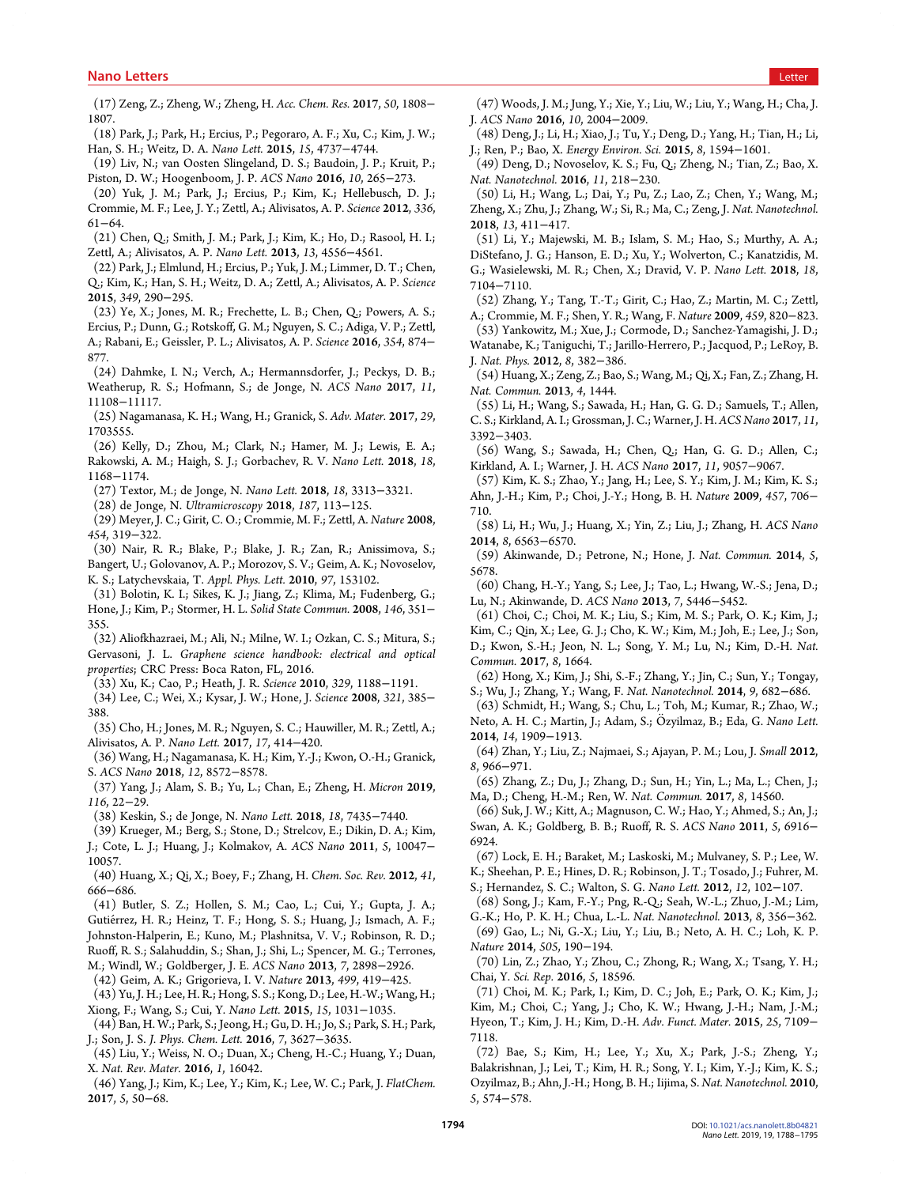(17) Zeng, Z.; Zheng, W.; Zheng, H. *Acc. Chem. Res.* **2017**, *50*, 1808−1807.

(18) Park, J.; Park, H.; Ercius, P.; Pegoraro, A. F.; Xu, C.; Kim, J. W.; Han, S. H.; Weitz, D. A. *Nano Lett.* **2015**, *15*, 4737−4744.

(19) Liv, N.; van Oosten Slingeland, D. S.; Baudoin, J. P.; Kruit, P.; Piston, D. W.; Hoogenboom, J. P. *ACS Nano* **2016**, *10*, 265−273.

(20) Yuk, J. M.; Park, J.; Ercius, P.; Kim, K.; Hellebusch, D. J.; Crommie, M. F.; Lee, J. Y.; Zettl, A.; Alivisatos, A. P. *Science* **2012**, *336*, 61−64.

(21) Chen, Q.; Smith, J. M.; Park, J.; Kim, K.; Ho, D.; Rasool, H. I.; Zettl, A.; Alivisatos, A. P. *Nano Lett.* **2013**, *13*, 4556−4561.

(22) Park, J.; Elmlund, H.; Ercius, P.; Yuk, J. M.; Limmer, D. T.; Chen, Q.; Kim, K.; Han, S. H.; Weitz, D. A.; Zettl, A.; Alivisatos, A. P. *Science* **2015**, *349*, 290−295.

(23) Ye, X.; Jones, M. R.; Frechette, L. B.; Chen, Q.; Powers, A. S.; Ercius, P.; Dunn, G.; Rotskoff, G. M.; Nguyen, S. C.; Adiga, V. P.; Zettl, A.; Rabani, E.; Geissler, P. L.; Alivisatos, A. P. *Science* **2016**, *354*, 874−877.

(24) Dahmke, I. N.; Verch, A.; Hermannsdorfer, J.; Peckys, D. B.; Weatherup, R. S.; Hofmann, S.; de Jonge, N. *ACS Nano* **2017**, *11*, 11108−11117.

(25) Nagamanasa, K. H.; Wang, H.; Granick, S. *Adv. Mater.* **2017**, *29*, 1703555.

(26) Kelly, D.; Zhou, M.; Clark, N.; Hamer, M. J.; Lewis, E. A.; Rakowski, A. M.; Haigh, S. J.; Gorbachev, R. V. *Nano Lett.* **2018**, *18*, 1168−1174.

(27) Textor, M.; de Jonge, N. *Nano Lett.* **2018**, *18*, 3313−3321.

(28) de Jonge, N. *Ultramicroscopy* **2018**, *187*, 113−125.

(29) Meyer, J. C.; Girit, C. O.; Crommie, M. F.; Zettl, A. *Nature* **2008**, *454*, 319−322.

(30) Nair, R. R.; Blake, P.; Blake, J. R.; Zan, R.; Anissimova, S.; Bangert, U.; Golovanov, A. P.; Morozov, S. V.; Geim, A. K.; Novoselov, K. S.; Latychevskaia, T. *Appl. Phys. Lett.* **2010**, *97*, 153102.

(31) Bolotin, K. I.; Sikes, K. J.; Jiang, Z.; Klima, M.; Fudenberg, G.; Hone, J.; Kim, P.; Stormer, H. L. *Solid State Commun.* **2008**, *146*, 351−355.

(32) Aliofkhazraei, M.; Ali, N.; Milne, W. I.; Ozkan, C. S.; Mitura, S.; Gervasoni, J. L. *Graphene science handbook: electrical and optical properties*; CRC Press: Boca Raton, FL, 2016.

(33) Xu, K.; Cao, P.; Heath, J. R. *Science* **2010**, *329*, 1188−1191.

(34) Lee, C.; Wei, X.; Kysar, J. W.; Hone, J. *Science* **2008**, *321*, 385−388.

(35) Cho, H.; Jones, M. R.; Nguyen, S. C.; Hauwiller, M. R.; Zettl, A.; Alivisatos, A. P. *Nano Lett.* **2017**, *17*, 414−420.

(36) Wang, H.; Nagamanasa, K. H.; Kim, Y.-J.; Kwon, O.-H.; Granick, S. *ACS Nano* **2018**, *12*, 8572−8578.

(37) Yang, J.; Alam, S. B.; Yu, L.; Chan, E.; Zheng, H. *Micron* **2019**, *116*, 22−29.

(38) Keskin, S.; de Jonge, N. *Nano Lett.* **2018**, *18*, 7435−7440.

(39) Krueger, M.; Berg, S.; Stone, D.; Strelcov, E.; Dikin, D. A.; Kim, J.; Cote, L. J.; Huang, J.; Kolmakov, A. *ACS Nano* **2011**, *5*, 10047−10057.

(40) Huang, X.; Qi, X.; Boey, F.; Zhang, H. *Chem. Soc. Rev.* **2012**, *41*, 666−686.

(41) Butler, S. Z.; Hollen, S. M.; Cao, L.; Cui, Y.; Gupta, J. A.; Gutiérrez, H. R.; Heinz, T. F.; Hong, S. S.; Huang, J.; Ismach, A. F.; Johnston-Halperin, E.; Kuno, M.; Plashnitsa, V. V.; Robinson, R. D.; Ruoff, R. S.; Salahuddin, S.; Shan, J.; Shi, L.; Spencer, M. G.; Terrones, M.; Windl, W.; Goldberger, J. E. *ACS Nano* **2013**, *7*, 2898−2926.

(42) Geim, A. K.; Grigorieva, I. V. *Nature* **2013**, *499*, 419−425.

(43) Yu, J. H.; Lee, H. R.; Hong, S. S.; Kong, D.; Lee, H.-W.; Wang, H.; Xiong, F.; Wang, S.; Cui, Y. *Nano Lett.* **2015**, *15*, 1031−1035.

(44) Ban, H. W.; Park, S.; Jeong, H.; Gu, D. H.; Jo, S.; Park, S. H.; Park, J.; Son, J. S. *J. Phys. Chem. Lett.* **2016**, *7*, 3627−3635.

(45) Liu, Y.; Weiss, N. O.; Duan, X.; Cheng, H.-C.; Huang, Y.; Duan, X. *Nat. Rev. Mater.* **2016**, *1*, 16042.

(46) Yang, J.; Kim, K.; Lee, Y.; Kim, K.; Lee, W. C.; Park, J. *FlatChem.* **2017**, *5*, 50−68.

(47) Woods, J. M.; Jung, Y.; Xie, Y.; Liu, W.; Liu, Y.; Wang, H.; Cha, J. J. *ACS Nano* **2016**, *10*, 2004−2009.

(48) Deng, J.; Li, H.; Xiao, J.; Tu, Y.; Deng, D.; Yang, H.; Tian, H.; Li, J.; Ren, P.; Bao, X. *Energy Environ. Sci.* **2015**, *8*, 1594−1601.

(49) Deng, D.; Novoselov, K. S.; Fu, Q.; Zheng, N.; Tian, Z.; Bao, X. *Nat. Nanotechnol.* **2016**, *11*, 218−230.

(50) Li, H.; Wang, L.; Dai, Y.; Pu, Z.; Lao, Z.; Chen, Y.; Wang, M.; Zheng, X.; Zhu, J.; Zhang, W.; Si, R.; Ma, C.; Zeng, J. *Nat. Nanotechnol.* **2018**, *13*, 411−417.

(51) Li, Y.; Majewski, M. B.; Islam, S. M.; Hao, S.; Murthy, A. A.; DiStefano, J. G.; Hanson, E. D.; Xu, Y.; Wolverton, C.; Kanatzidis, M. G.; Wasielewski, M. R.; Chen, X.; Dravid, V. P. *Nano Lett.* **2018**, *18*, 7104−7110.

(52) Zhang, Y.; Tang, T.-T.; Girit, C.; Hao, Z.; Martin, M. C.; Zettl, A.; Crommie, M. F.; Shen, Y. R.; Wang, F. *Nature* **2009**, *459*, 820−823.

(53) Yankowitz, M.; Xue, J.; Cormode, D.; Sanchez-Yamagishi, J. D.; Watanabe, K.; Taniguchi, T.; Jarillo-Herrero, P.; Jacquod, P.; LeRoy, B. J. *Nat. Phys.* **2012**, *8*, 382−386.

(54) Huang, X.; Zeng, Z.; Bao, S.; Wang, M.; Qi, X.; Fan, Z.; Zhang, H. *Nat. Commun.* **2013**, *4*, 1444.

(55) Li, H.; Wang, S.; Sawada, H.; Han, G. G. D.; Samuels, T.; Allen, C. S.; Kirkland, A. I.; Grossman, J. C.; Warner, J. H. *ACS Nano* **2017**, *11*, 3392−3403.

(56) Wang, S.; Sawada, H.; Chen, Q.; Han, G. G. D.; Allen, C.; Kirkland, A. I.; Warner, J. H. *ACS Nano* **2017**, *11*, 9057−9067.

(57) Kim, K. S.; Zhao, Y.; Jang, H.; Lee, S. Y.; Kim, J. M.; Kim, K. S.; Ahn, J.-H.; Kim, P.; Choi, J.-Y.; Hong, B. H. *Nature* **2009**, *457*, 706−710.

(58) Li, H.; Wu, J.; Huang, X.; Yin, Z.; Liu, J.; Zhang, H. *ACS Nano* **2014**, *8*, 6563−6570.

(59) Akinwande, D.; Petrone, N.; Hone, J. *Nat. Commun.* **2014**, *5*, 5678.

(60) Chang, H.-Y.; Yang, S.; Lee, J.; Tao, L.; Hwang, W.-S.; Jena, D.; Lu, N.; Akinwande, D. *ACS Nano* **2013**, *7*, 5446−5452.

(61) Choi, C.; Choi, M. K.; Liu, S.; Kim, M. S.; Park, O. K.; Kim, J.; Kim, C.; Qin, X.; Lee, G. J.; Cho, K. W.; Kim, M.; Joh, E.; Lee, J.; Son, D.; Kwon, S.-H.; Jeon, N. L.; Song, Y. M.; Lu, N.; Kim, D.-H. *Nat. Commun.* **2017**, *8*, 1664.

(62) Hong, X.; Kim, J.; Shi, S.-F.; Zhang, Y.; Jin, C.; Sun, Y.; Tongay, S.; Wu, J.; Zhang, Y.; Wang, F. *Nat. Nanotechnol.* **2014**, *9*, 682−686.

(63) Schmidt, H.; Wang, S.; Chu, L.; Toh, M.; Kumar, R.; Zhao, W.; Neto, A. H. C.; Martin, J.; Adam, S.; Özyilmaz, B.; Eda, G. *Nano Lett.* **2014**, *14*, 1909−1913.

(64) Zhan, Y.; Liu, Z.; Najmaei, S.; Ajayan, P. M.; Lou, J. *Small* **2012**, *8*, 966−971.

(65) Zhang, Z.; Du, J.; Zhang, D.; Sun, H.; Yin, L.; Ma, L.; Chen, J.; Ma, D.; Cheng, H.-M.; Ren, W. *Nat. Commun.* **2017**, *8*, 14560.

(66) Suk, J. W.; Kitt, A.; Magnuson, C. W.; Hao, Y.; Ahmed, S.; An, J.; Swan, A. K.; Goldberg, B. B.; Ruoff, R. S. *ACS Nano* **2011**, *5*, 6916−6924.

(67) Lock, E. H.; Baraket, M.; Laskoski, M.; Mulvaney, S. P.; Lee, W. K.; Sheehan, P. E.; Hines, D. R.; Robinson, J. T.; Tosado, J.; Fuhrer, M. S.; Hernandez, S. C.; Walton, S. G. *Nano Lett.* **2012**, *12*, 102−107.

(68) Song, J.; Kam, F.-Y.; Png, R.-Q.; Seah, W.-L.; Zhuo, J.-M.; Lim, G.-K.; Ho, P. K. H.; Chua, L.-L. *Nat. Nanotechnol.* **2013**, *8*, 356−362.

(69) Gao, L.; Ni, G.-X.; Liu, Y.; Liu, B.; Neto, A. H. C.; Loh, K. P. *Nature* **2014**, *505*, 190−194.

(70) Lin, Z.; Zhao, Y.; Zhou, C.; Zhong, R.; Wang, X.; Tsang, Y. H.; Chai, Y. *Sci. Rep.* **2016**, *5*, 18596.

(71) Choi, M. K.; Park, I.; Kim, D. C.; Joh, E.; Park, O. K.; Kim, J.; Kim, M.; Choi, C.; Yang, J.; Cho, K. W.; Hwang, J.-H.; Nam, J.-M.; Hyeon, T.; Kim, J. H.; Kim, D.-H. *Adv. Funct. Mater.* **2015**, *25*, 7109−7118.

(72) Bae, S.; Kim, H.; Lee, Y.; Xu, X.; Park, J.-S.; Zheng, Y.; Balakrishnan, J.; Lei, T.; Kim, H. R.; Song, Y. I.; Kim, Y.-J.; Kim, K. S.; Ozyilmaz, B.; Ahn, J.-H.; Hong, B. H.; Iijima, S. *Nat. Nanotechnol.* **2010**, *5*, 574−578.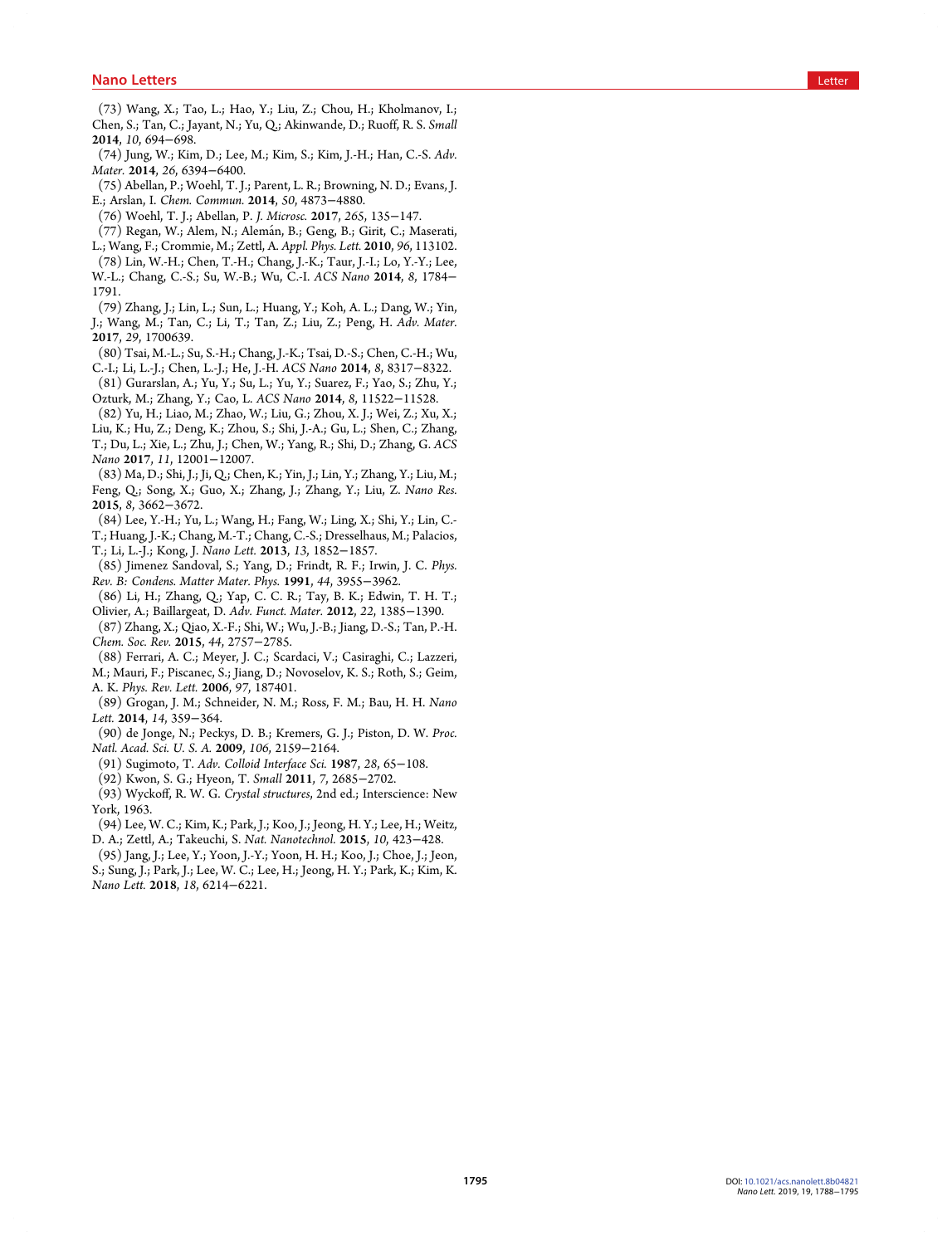(73) Wang, X.; Tao, L.; Hao, Y.; Liu, Z.; Chou, H.; Kholmanov, I.; Chen, S.; Tan, C.; Jayant, N.; Yu, Q.; Akinwande, D.; Ruoff, R. S. *Small* **2014**, *10*, 694−698.

(74) Jung, W.; Kim, D.; Lee, M.; Kim, S.; Kim, J.-H.; Han, C.-S. *Adv. Mater.* **2014**, *26*, 6394−6400.

(75) Abellan, P.; Woehl, T. J.; Parent, L. R.; Browning, N. D.; Evans, J. E.; Arslan, I. *Chem. Commun.* **2014**, *50*, 4873−4880.

(76) Woehl, T. J.; Abellan, P. *J. Microsc.* **2017**, *265*, 135−147.

(77) Regan, W.; Alem, N.; Alemán, B.; Geng, B.; Girit, C.; Maserati, L.; Wang, F.; Crommie, M.; Zettl, A. *Appl. Phys. Lett.* **2010**, *96*, 113102.

(78) Lin, W.-H.; Chen, T.-H.; Chang, J.-K.; Taur, J.-I.; Lo, Y.-Y.; Lee, W.-L.; Chang, C.-S.; Su, W.-B.; Wu, C.-I. *ACS Nano* **2014**, *8*, 1784−1791.

(79) Zhang, J.; Lin, L.; Sun, L.; Huang, Y.; Koh, A. L.; Dang, W.; Yin, J.; Wang, M.; Tan, C.; Li, T.; Tan, Z.; Liu, Z.; Peng, H. *Adv. Mater.* **2017**, *29*, 1700639.

(80) Tsai, M.-L.; Su, S.-H.; Chang, J.-K.; Tsai, D.-S.; Chen, C.-H.; Wu, C.-I.; Li, L.-J.; Chen, L.-J.; He, J.-H. *ACS Nano* **2014**, *8*, 8317−8322.

(81) Gurarslan, A.; Yu, Y.; Su, L.; Yu, Y.; Suarez, F.; Yao, S.; Zhu, Y.; Ozturk, M.; Zhang, Y.; Cao, L. *ACS Nano* **2014**, *8*, 11522−11528.

(82) Yu, H.; Liao, M.; Zhao, W.; Liu, G.; Zhou, X. J.; Wei, Z.; Xu, X.; Liu, K.; Hu, Z.; Deng, K.; Zhou, S.; Shi, J.-A.; Gu, L.; Shen, C.; Zhang, T.; Du, L.; Xie, L.; Zhu, J.; Chen, W.; Yang, R.; Shi, D.; Zhang, G. *ACS Nano* **2017**, *11*, 12001−12007.

(83) Ma, D.; Shi, J.; Ji, Q.; Chen, K.; Yin, J.; Lin, Y.; Zhang, Y.; Liu, M.; Feng, Q.; Song, X.; Guo, X.; Zhang, J.; Zhang, Y.; Liu, Z. *Nano Res.* **2015**, *8*, 3662−3672.

(84) Lee, Y.-H.; Yu, L.; Wang, H.; Fang, W.; Ling, X.; Shi, Y.; Lin, C.-T.; Huang, J.-K.; Chang, M.-T.; Chang, C.-S.; Dresselhaus, M.; Palacios, T.; Li, L.-J.; Kong, J. *Nano Lett.* **2013**, *13*, 1852−1857.

(85) Jimenez Sandoval, S.; Yang, D.; Frindt, R. F.; Irwin, J. C. *Phys. Rev. B: Condens. Matter Mater. Phys.* **1991**, *44*, 3955−3962.

(86) Li, H.; Zhang, Q.; Yap, C. C. R.; Tay, B. K.; Edwin, T. H. T.; Olivier, A.; Baillargeat, D. *Adv. Funct. Mater.* **2012**, *22*, 1385−1390.

(87) Zhang, X.; Qiao, X.-F.; Shi, W.; Wu, J.-B.; Jiang, D.-S.; Tan, P.-H. *Chem. Soc. Rev.* **2015**, *44*, 2757−2785.

(88) Ferrari, A. C.; Meyer, J. C.; Scardaci, V.; Casiraghi, C.; Lazzeri, M.; Mauri, F.; Piscanec, S.; Jiang, D.; Novoselov, K. S.; Roth, S.; Geim, A. K. *Phys. Rev. Lett.* **2006**, *97*, 187401.

(89) Grogan, J. M.; Schneider, N. M.; Ross, F. M.; Bau, H. H. *Nano Lett.* **2014**, *14*, 359−364.

(90) de Jonge, N.; Peckys, D. B.; Kremers, G. J.; Piston, D. W. *Proc. Natl. Acad. Sci. U. S. A.* **2009**, *106*, 2159−2164.

(91) Sugimoto, T. *Adv. Colloid Interface Sci.* **1987**, *28*, 65−108.

(92) Kwon, S. G.; Hyeon, T. *Small* **2011**, *7*, 2685−2702.

(93) Wyckoff, R. W. G. *Crystal structures*, 2nd ed.; Interscience: New York, 1963.

(94) Lee, W. C.; Kim, K.; Park, J.; Koo, J.; Jeong, H. Y.; Lee, H.; Weitz, D. A.; Zettl, A.; Takeuchi, S. *Nat. Nanotechnol.* **2015**, *10*, 423−428.

(95) Jang, J.; Lee, Y.; Yoon, J.-Y.; Yoon, H. H.; Koo, J.; Choe, J.; Jeon, S.; Sung, J.; Park, J.; Lee, W. C.; Lee, H.; Jeong, H. Y.; Park, K.; Kim, K. *Nano Lett.* **2018**, *18*, 6214−6221.